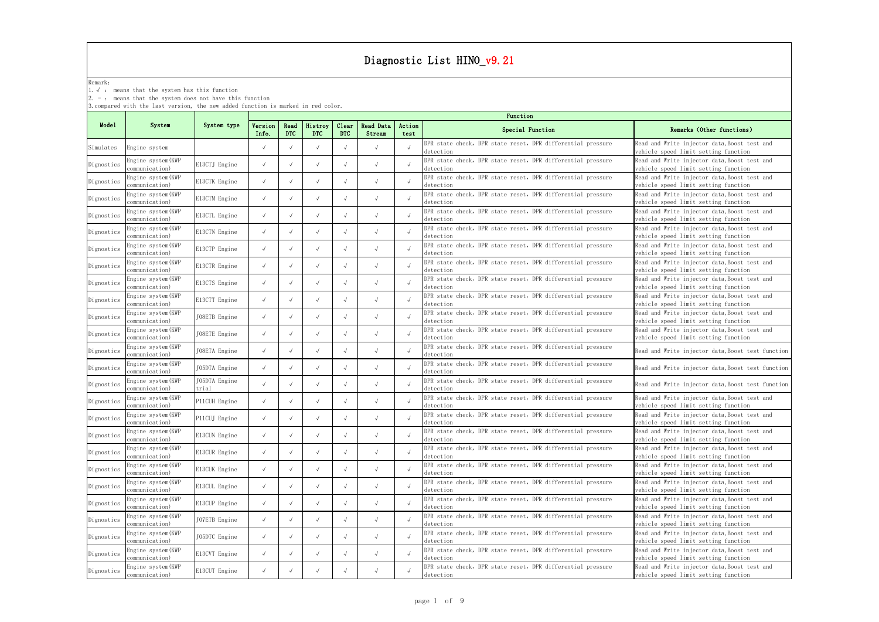# Diagnostic List HINO_v9.21

Remark:
1. √ : means that the system has this function
2. - : means that the system does not have this function
3. compared with the last version, the new added function is marked in red color.

| Model | System | System type | Function | | | | | | | |
|---|---|---|---|---|---|---|---|---|---|---|
| | | | Version Info. | Read DTC | Histroy DTC | Clear DTC | Read Data Stream | Action test | Special Function | Remarks (Other functions) |
| Simulates | Engine system | | √ | √ | √ | √ | √ | √ | DPR state check, DPR state reset, DPR differential pressure detection | Read and Write injector data,Boost test and vehicle speed limit setting function |
| Dignostics | Engine system(KWP communication) | E13CTJ Engine | √ | √ | √ | √ | √ | √ | DPR state check, DPR state reset, DPR differential pressure detection | Read and Write injector data,Boost test and vehicle speed limit setting function |
| Dignostics | Engine system(KWP communication) | E13CTK Engine | √ | √ | √ | √ | √ | √ | DPR state check, DPR state reset, DPR differential pressure detection | Read and Write injector data,Boost test and vehicle speed limit setting function |
| Dignostics | Engine system(KWP communication) | E13CTM Engine | √ | √ | √ | √ | √ | √ | DPR state check, DPR state reset, DPR differential pressure detection | Read and Write injector data,Boost test and vehicle speed limit setting function |
| Dignostics | Engine system(KWP communication) | E13CTL Engine | √ | √ | √ | √ | √ | √ | DPR state check, DPR state reset, DPR differential pressure detection | Read and Write injector data,Boost test and vehicle speed limit setting function |
| Dignostics | Engine system(KWP communication) | E13CTN Engine | √ | √ | √ | √ | √ | √ | DPR state check, DPR state reset, DPR differential pressure detection | Read and Write injector data,Boost test and vehicle speed limit setting function |
| Dignostics | Engine system(KWP communication) | E13CTP Engine | √ | √ | √ | √ | √ | √ | DPR state check, DPR state reset, DPR differential pressure detection | Read and Write injector data,Boost test and vehicle speed limit setting function |
| Dignostics | Engine system(KWP communication) | E13CTR Engine | √ | √ | √ | √ | √ | √ | DPR state check, DPR state reset, DPR differential pressure detection | Read and Write injector data,Boost test and vehicle speed limit setting function |
| Dignostics | Engine system(KWP communication) | E13CTS Engine | √ | √ | √ | √ | √ | √ | DPR state check, DPR state reset, DPR differential pressure detection | Read and Write injector data,Boost test and vehicle speed limit setting function |
| Dignostics | Engine system(KWP communication) | E13CTT Engine | √ | √ | √ | √ | √ | √ | DPR state check, DPR state reset, DPR differential pressure detection | Read and Write injector data,Boost test and vehicle speed limit setting function |
| Dignostics | Engine system(KWP communication) | J08ETB Engine | √ | √ | √ | √ | √ | √ | DPR state check, DPR state reset, DPR differential pressure detection | Read and Write injector data,Boost test and vehicle speed limit setting function |
| Dignostics | Engine system(KWP communication) | J08ETE Engine | √ | √ | √ | √ | √ | √ | DPR state check, DPR state reset, DPR differential pressure detection | Read and Write injector data,Boost test and vehicle speed limit setting function |
| Dignostics | Engine system(KWP communication) | J08ETA Engine | √ | √ | √ | √ | √ | √ | DPR state check, DPR state reset, DPR differential pressure detection | Read and Write injector data,Boost test function |
| Dignostics | Engine system(KWP communication) | J05DTA Engine | √ | √ | √ | √ | √ | √ | DPR state check, DPR state reset, DPR differential pressure detection | Read and Write injector data,Boost test function |
| Dignostics | Engine system(KWP communication) | J05DTA Engine trial | √ | √ | √ | √ | √ | √ | DPR state check, DPR state reset, DPR differential pressure detection | Read and Write injector data,Boost test function |
| Dignostics | Engine system(KWP communication) | P11CUH Engine | √ | √ | √ | √ | √ | √ | DPR state check, DPR state reset, DPR differential pressure detection | Read and Write injector data,Boost test and vehicle speed limit setting function |
| Dignostics | Engine system(KWP communication) | P11CUJ Engine | √ | √ | √ | √ | √ | √ | DPR state check, DPR state reset, DPR differential pressure detection | Read and Write injector data,Boost test and vehicle speed limit setting function |
| Dignostics | Engine system(KWP communication) | E13CUN Engine | √ | √ | √ | √ | √ | √ | DPR state check, DPR state reset, DPR differential pressure detection | Read and Write injector data,Boost test and vehicle speed limit setting function |
| Dignostics | Engine system(KWP communication) | E13CUR Engine | √ | √ | √ | √ | √ | √ | DPR state check, DPR state reset, DPR differential pressure detection | Read and Write injector data,Boost test and vehicle speed limit setting function |
| Dignostics | Engine system(KWP communication) | E13CUK Engine | √ | √ | √ | √ | √ | √ | DPR state check, DPR state reset, DPR differential pressure detection | Read and Write injector data,Boost test and vehicle speed limit setting function |
| Dignostics | Engine system(KWP communication) | E13CUL Engine | √ | √ | √ | √ | √ | √ | DPR state check, DPR state reset, DPR differential pressure detection | Read and Write injector data,Boost test and vehicle speed limit setting function |
| Dignostics | Engine system(KWP communication) | E13CUP Engine | √ | √ | √ | √ | √ | √ | DPR state check, DPR state reset, DPR differential pressure detection | Read and Write injector data,Boost test and vehicle speed limit setting function |
| Dignostics | Engine system(KWP communication) | J07ETB Engine | √ | √ | √ | √ | √ | √ | DPR state check, DPR state reset, DPR differential pressure detection | Read and Write injector data,Boost test and vehicle speed limit setting function |
| Dignostics | Engine system(KWP communication) | J05DTC Engine | √ | √ | √ | √ | √ | √ | DPR state check, DPR state reset, DPR differential pressure detection | Read and Write injector data,Boost test and vehicle speed limit setting function |
| Dignostics | Engine system(KWP communication) | E13CVT Engine | √ | √ | √ | √ | √ | √ | DPR state check, DPR state reset, DPR differential pressure detection | Read and Write injector data,Boost test and vehicle speed limit setting function |
| Dignostics | Engine system(KWP communication) | E13CUT Engine | √ | √ | √ | √ | √ | √ | DPR state check, DPR state reset, DPR differential pressure detection | Read and Write injector data,Boost test and vehicle speed limit setting function |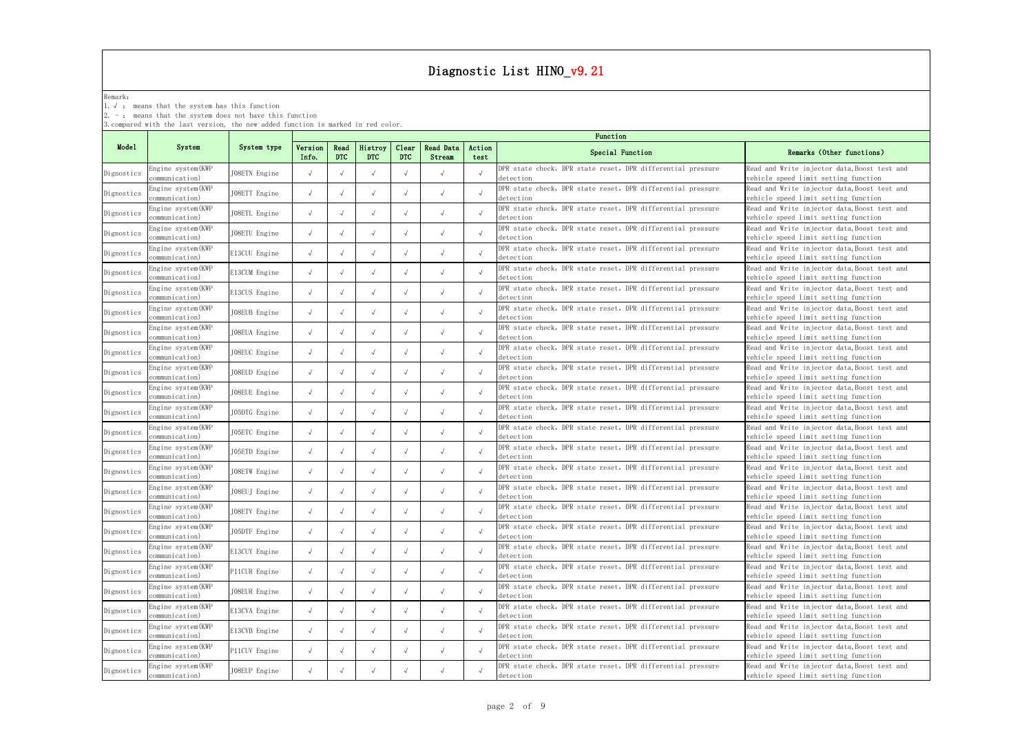# Diagnostic List HINO_v9.21

Remark:
1. √ : means that the system has this function
2. - : means that the system does not have this function
3. compared with the last version, the new added function is marked in red color.

| Model | System | System type | Function | | | | | | | |
|---|---|---|---|---|---|---|---|---|---|---|
| | | | Version Info. | Read DTC | Histroy DTC | Clear DTC | Read Data Stream | Action test | Special Function | Remarks (Other functions) |
| Dignostics | Engine system(KWP communication) | J08ETN Engine | √ | √ | √ | √ | √ | √ | DPR state check, DPR state reset, DPR differential pressure detection | Read and Write injector data,Boost test and vehicle speed limit setting function |
| Dignostics | Engine system(KWP communication) | J08ETT Engine | √ | √ | √ | √ | √ | √ | DPR state check, DPR state reset, DPR differential pressure detection | Read and Write injector data,Boost test and vehicle speed limit setting function |
| Dignostics | Engine system(KWP communication) | J08ETL Engine | √ | √ | √ | √ | √ | √ | DPR state check, DPR state reset, DPR differential pressure detection | Read and Write injector data,Boost test and vehicle speed limit setting function |
| Dignostics | Engine system(KWP communication) | J08ETU Engine | √ | √ | √ | √ | √ | √ | DPR state check, DPR state reset, DPR differential pressure detection | Read and Write injector data,Boost test and vehicle speed limit setting function |
| Dignostics | Engine system(KWP communication) | E13CUU Engine | √ | √ | √ | √ | √ | √ | DPR state check, DPR state reset, DPR differential pressure detection | Read and Write injector data,Boost test and vehicle speed limit setting function |
| Dignostics | Engine system(KWP communication) | E13CUM Engine | √ | √ | √ | √ | √ | √ | DPR state check, DPR state reset, DPR differential pressure detection | Read and Write injector data,Boost test and vehicle speed limit setting function |
| Dignostics | Engine system(KWP communication) | E13CUS Engine | √ | √ | √ | √ | √ | √ | DPR state check, DPR state reset, DPR differential pressure detection | Read and Write injector data,Boost test and vehicle speed limit setting function |
| Dignostics | Engine system(KWP communication) | J08EUB Engine | √ | √ | √ | √ | √ | √ | DPR state check, DPR state reset, DPR differential pressure detection | Read and Write injector data,Boost test and vehicle speed limit setting function |
| Dignostics | Engine system(KWP communication) | J08EUA Engine | √ | √ | √ | √ | √ | √ | DPR state check, DPR state reset, DPR differential pressure detection | Read and Write injector data,Boost test and vehicle speed limit setting function |
| Dignostics | Engine system(KWP communication) | J08EUC Engine | √ | √ | √ | √ | √ | √ | DPR state check, DPR state reset, DPR differential pressure detection | Read and Write injector data,Boost test and vehicle speed limit setting function |
| Dignostics | Engine system(KWP communication) | J08EUD Engine | √ | √ | √ | √ | √ | √ | DPR state check, DPR state reset, DPR differential pressure detection | Read and Write injector data,Boost test and vehicle speed limit setting function |
| Dignostics | Engine system(KWP communication) | J08EUE Engine | √ | √ | √ | √ | √ | √ | DPR state check, DPR state reset, DPR differential pressure detection | Read and Write injector data,Boost test and vehicle speed limit setting function |
| Dignostics | Engine system(KWP communication) | J05DTG Engine | √ | √ | √ | √ | √ | √ | DPR state check, DPR state reset, DPR differential pressure detection | Read and Write injector data,Boost test and vehicle speed limit setting function |
| Dignostics | Engine system(KWP communication) | J05ETC Engine | √ | √ | √ | √ | √ | √ | DPR state check, DPR state reset, DPR differential pressure detection | Read and Write injector data,Boost test and vehicle speed limit setting function |
| Dignostics | Engine system(KWP communication) | J05ETD Engine | √ | √ | √ | √ | √ | √ | DPR state check, DPR state reset, DPR differential pressure detection | Read and Write injector data,Boost test and vehicle speed limit setting function |
| Dignostics | Engine system(KWP communication) | J08ETW Engine | √ | √ | √ | √ | √ | √ | DPR state check, DPR state reset, DPR differential pressure detection | Read and Write injector data,Boost test and vehicle speed limit setting function |
| Dignostics | Engine system(KWP communication) | J08EUJ Engine | √ | √ | √ | √ | √ | √ | DPR state check, DPR state reset, DPR differential pressure detection | Read and Write injector data,Boost test and vehicle speed limit setting function |
| Dignostics | Engine system(KWP communication) | J08ETV Engine | √ | √ | √ | √ | √ | √ | DPR state check, DPR state reset, DPR differential pressure detection | Read and Write injector data,Boost test and vehicle speed limit setting function |
| Dignostics | Engine system(KWP communication) | J05DTF Engine | √ | √ | √ | √ | √ | √ | DPR state check, DPR state reset, DPR differential pressure detection | Read and Write injector data,Boost test and vehicle speed limit setting function |
| Dignostics | Engine system(KWP communication) | E13CUY Engine | √ | √ | √ | √ | √ | √ | DPR state check, DPR state reset, DPR differential pressure detection | Read and Write injector data,Boost test and vehicle speed limit setting function |
| Dignostics | Engine system(KWP communication) | P11CUR Engine | √ | √ | √ | √ | √ | √ | DPR state check, DPR state reset, DPR differential pressure detection | Read and Write injector data,Boost test and vehicle speed limit setting function |
| Dignostics | Engine system(KWP communication) | J08EUR Engine | √ | √ | √ | √ | √ | √ | DPR state check, DPR state reset, DPR differential pressure detection | Read and Write injector data,Boost test and vehicle speed limit setting function |
| Dignostics | Engine system(KWP communication) | E13CVA Engine | √ | √ | √ | √ | √ | √ | DPR state check, DPR state reset, DPR differential pressure detection | Read and Write injector data,Boost test and vehicle speed limit setting function |
| Dignostics | Engine system(KWP communication) | E13CVB Engine | √ | √ | √ | √ | √ | √ | DPR state check, DPR state reset, DPR differential pressure detection | Read and Write injector data,Boost test and vehicle speed limit setting function |
| Dignostics | Engine system(KWP communication) | P11CUV Engine | √ | √ | √ | √ | √ | √ | DPR state check, DPR state reset, DPR differential pressure detection | Read and Write injector data,Boost test and vehicle speed limit setting function |
| Dignostics | Engine system(KWP communication) | J08EUP Engine | √ | √ | √ | √ | √ | √ | DPR state check, DPR state reset, DPR differential pressure detection | Read and Write injector data,Boost test and vehicle speed limit setting function |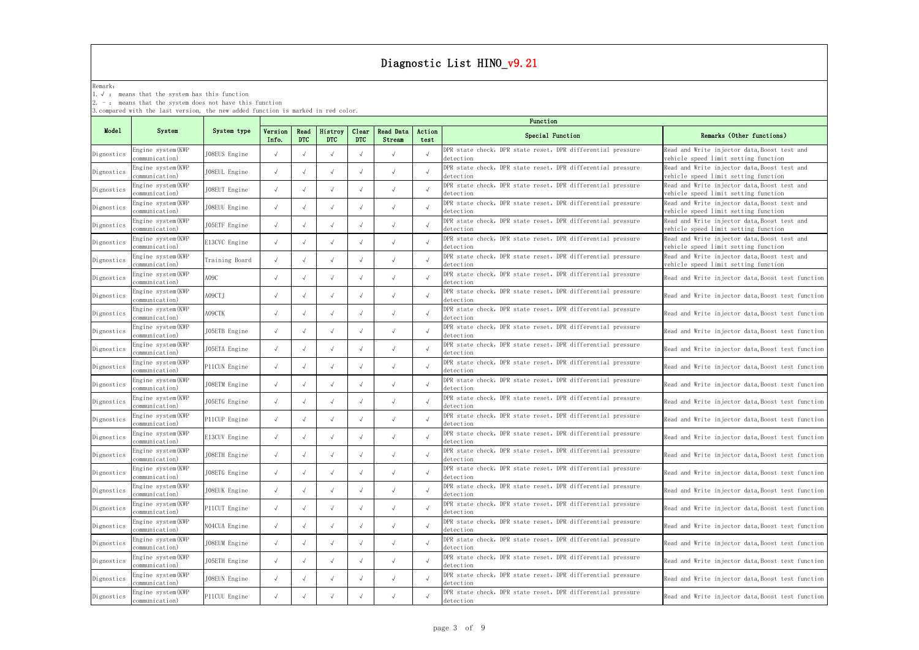# Diagnostic List HINO_v9.21

Remark:

1. √ : means that the system has this function
2. - : means that the system does not have this function
3. compared with the last version, the new added function is marked in red color.

| Model | System | System type | Function | | | | | | | |
|---|---|---|---|---|---|---|---|---|---|---|
| | | | Version Info. | Read DTC | Histroy DTC | Clear DTC | Read Data Stream | Action test | Special Function | Remarks (Other functions) |
| Dignostics | Engine system(KWP communication) | J08EUS Engine | √ | √ | √ | √ | √ | √ | DPR state check, DPR state reset, DPR differential pressure detection | Read and Write injector data,Boost test and vehicle speed limit setting function |
| Dignostics | Engine system(KWP communication) | J08EUL Engine | √ | √ | √ | √ | √ | √ | DPR state check, DPR state reset, DPR differential pressure detection | Read and Write injector data,Boost test and vehicle speed limit setting function |
| Dignostics | Engine system(KWP communication) | J08EUT Engine | √ | √ | √ | √ | √ | √ | DPR state check, DPR state reset, DPR differential pressure detection | Read and Write injector data,Boost test and vehicle speed limit setting function |
| Dignostics | Engine system(KWP communication) | J08EUU Engine | √ | √ | √ | √ | √ | √ | DPR state check, DPR state reset, DPR differential pressure detection | Read and Write injector data,Boost test and vehicle speed limit setting function |
| Dignostics | Engine system(KWP communication) | J05ETF Engine | √ | √ | √ | √ | √ | √ | DPR state check, DPR state reset, DPR differential pressure detection | Read and Write injector data,Boost test and vehicle speed limit setting function |
| Dignostics | Engine system(KWP communication) | E13CVC Engine | √ | √ | √ | √ | √ | √ | DPR state check, DPR state reset, DPR differential pressure detection | Read and Write injector data,Boost test and vehicle speed limit setting function |
| Dignostics | Engine system(KWP communication) | Training Board | √ | √ | √ | √ | √ | √ | DPR state check, DPR state reset, DPR differential pressure detection | Read and Write injector data,Boost test and vehicle speed limit setting function |
| Dignostics | Engine system(KWP communication) | A09C | √ | √ | √ | √ | √ | √ | DPR state check, DPR state reset, DPR differential pressure detection | Read and Write injector data,Boost test function |
| Dignostics | Engine system(KWP communication) | A09CTJ | √ | √ | √ | √ | √ | √ | DPR state check, DPR state reset, DPR differential pressure detection | Read and Write injector data,Boost test function |
| Dignostics | Engine system(KWP communication) | A09CTK | √ | √ | √ | √ | √ | √ | DPR state check, DPR state reset, DPR differential pressure detection | Read and Write injector data,Boost test function |
| Dignostics | Engine system(KWP communication) | J05ETB Engine | √ | √ | √ | √ | √ | √ | DPR state check, DPR state reset, DPR differential pressure detection | Read and Write injector data,Boost test function |
| Dignostics | Engine system(KWP communication) | J05ETA Engine | √ | √ | √ | √ | √ | √ | DPR state check, DPR state reset, DPR differential pressure detection | Read and Write injector data,Boost test function |
| Dignostics | Engine system(KWP communication) | P11CUN Engine | √ | √ | √ | √ | √ | √ | DPR state check, DPR state reset, DPR differential pressure detection | Read and Write injector data,Boost test function |
| Dignostics | Engine system(KWP communication) | J08ETM Engine | √ | √ | √ | √ | √ | √ | DPR state check, DPR state reset, DPR differential pressure detection | Read and Write injector data,Boost test function |
| Dignostics | Engine system(KWP communication) | J05ETG Engine | √ | √ | √ | √ | √ | √ | DPR state check, DPR state reset, DPR differential pressure detection | Read and Write injector data,Boost test function |
| Dignostics | Engine system(KWP communication) | P11CUP Engine | √ | √ | √ | √ | √ | √ | DPR state check, DPR state reset, DPR differential pressure detection | Read and Write injector data,Boost test function |
| Dignostics | Engine system(KWP communication) | E13CUV Engine | √ | √ | √ | √ | √ | √ | DPR state check, DPR state reset, DPR differential pressure detection | Read and Write injector data,Boost test function |
| Dignostics | Engine system(KWP communication) | J08ETH Engine | √ | √ | √ | √ | √ | √ | DPR state check, DPR state reset, DPR differential pressure detection | Read and Write injector data,Boost test function |
| Dignostics | Engine system(KWP communication) | J08ETG Engine | √ | √ | √ | √ | √ | √ | DPR state check, DPR state reset, DPR differential pressure detection | Read and Write injector data,Boost test function |
| Dignostics | Engine system(KWP communication) | J08EUK Engine | √ | √ | √ | √ | √ | √ | DPR state check, DPR state reset, DPR differential pressure detection | Read and Write injector data,Boost test function |
| Dignostics | Engine system(KWP communication) | P11CUT Engine | √ | √ | √ | √ | √ | √ | DPR state check, DPR state reset, DPR differential pressure detection | Read and Write injector data,Boost test function |
| Dignostics | Engine system(KWP communication) | N04CUA Engine | √ | √ | √ | √ | √ | √ | DPR state check, DPR state reset, DPR differential pressure detection | Read and Write injector data,Boost test function |
| Dignostics | Engine system(KWP communication) | J08EUM Engine | √ | √ | √ | √ | √ | √ | DPR state check, DPR state reset, DPR differential pressure detection | Read and Write injector data,Boost test function |
| Dignostics | Engine system(KWP communication) | J05ETH Engine | √ | √ | √ | √ | √ | √ | DPR state check, DPR state reset, DPR differential pressure detection | Read and Write injector data,Boost test function |
| Dignostics | Engine system(KWP communication) | J08EUN Engine | √ | √ | √ | √ | √ | √ | DPR state check, DPR state reset, DPR differential pressure detection | Read and Write injector data,Boost test function |
| Dignostics | Engine system(KWP communication) | P11CUU Engine | √ | √ | √ | √ | √ | √ | DPR state check, DPR state reset, DPR differential pressure detection | Read and Write injector data,Boost test function |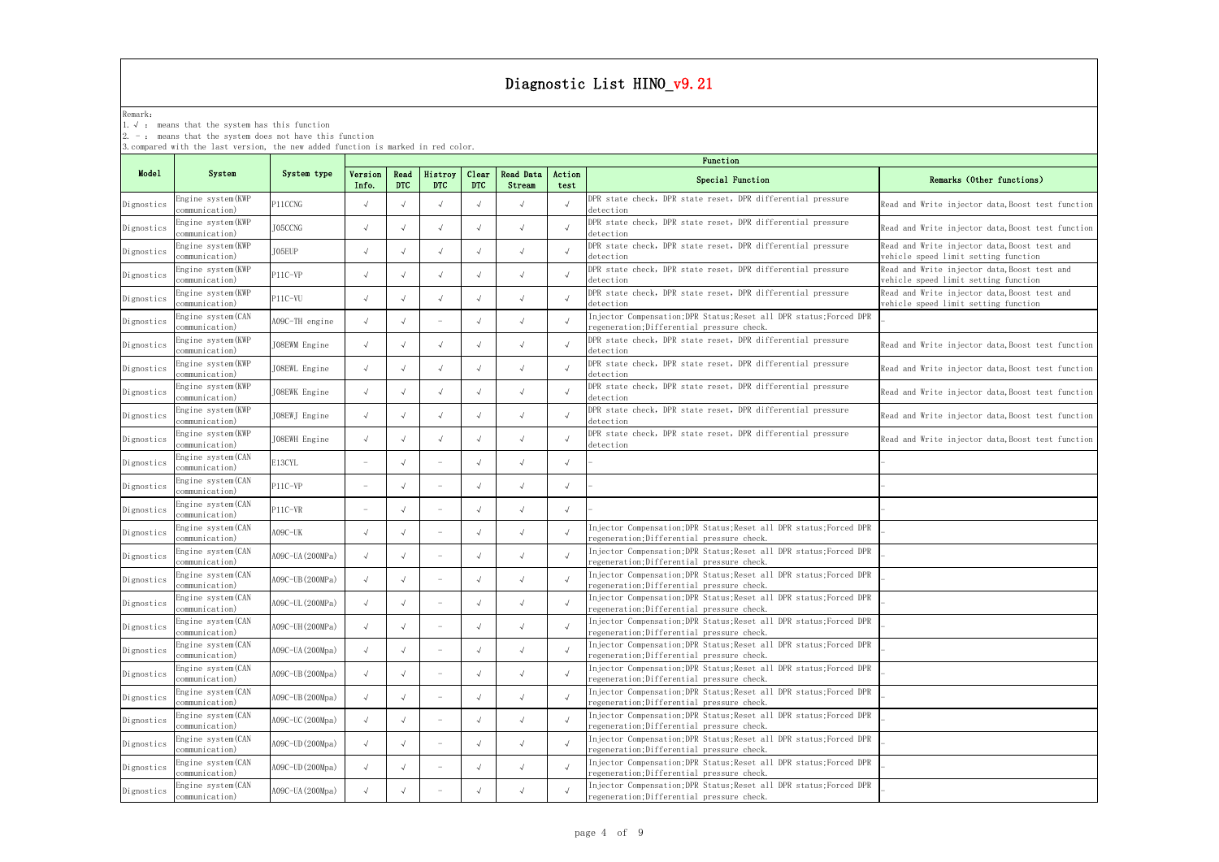# Diagnostic List HINO_v9.21

Remark:
1. √ : means that the system has this function
2. － : means that the system does not have this function
3. compared with the last version, the new added function is marked in red color.

| Model | System | System type | Function | | | | | | | |
|---|---|---|---|---|---|---|---|---|---|---|
| | | | Version Info. | Read DTC | Histroy DTC | Clear DTC | Read Data Stream | Action test | Special Function | Remarks (Other functions) |
| Dignostics | Engine system(KWP communication) | P11CCNG | √ | √ | √ | √ | √ | √ | DPR state check, DPR state reset, DPR differential pressure detection | Read and Write injector data, Boost test function |
| Dignostics | Engine system(KWP communication) | J05CCNG | √ | √ | √ | √ | √ | √ | DPR state check, DPR state reset, DPR differential pressure detection | Read and Write injector data, Boost test function |
| Dignostics | Engine system(KWP communication) | J05EUP | √ | √ | √ | √ | √ | √ | DPR state check, DPR state reset, DPR differential pressure detection | Read and Write injector data, Boost test and vehicle speed limit setting function |
| Dignostics | Engine system(KWP communication) | P11C-VP | √ | √ | √ | √ | √ | √ | DPR state check, DPR state reset, DPR differential pressure detection | Read and Write injector data, Boost test and vehicle speed limit setting function |
| Dignostics | Engine system(KWP communication) | P11C-VU | √ | √ | √ | √ | √ | √ | DPR state check, DPR state reset, DPR differential pressure detection | Read and Write injector data, Boost test and vehicle speed limit setting function |
| Dignostics | Engine system(CAN communication) | A09C-TH engine | √ | √ | － | √ | √ | √ | Injector Compensation;DPR Status;Reset all DPR status;Forced DPR regeneration;Differential pressure check. | － |
| Dignostics | Engine system(KWP communication) | J08EWM Engine | √ | √ | √ | √ | √ | √ | DPR state check, DPR state reset, DPR differential pressure detection | Read and Write injector data, Boost test function |
| Dignostics | Engine system(KWP communication) | J08EWL Engine | √ | √ | √ | √ | √ | √ | DPR state check, DPR state reset, DPR differential pressure detection | Read and Write injector data, Boost test function |
| Dignostics | Engine system(KWP communication) | J08EWK Engine | √ | √ | √ | √ | √ | √ | DPR state check, DPR state reset, DPR differential pressure detection | Read and Write injector data, Boost test function |
| Dignostics | Engine system(KWP communication) | J08EWJ Engine | √ | √ | √ | √ | √ | √ | DPR state check, DPR state reset, DPR differential pressure detection | Read and Write injector data, Boost test function |
| Dignostics | Engine system(KWP communication) | J08EWH Engine | √ | √ | √ | √ | √ | √ | DPR state check, DPR state reset, DPR differential pressure detection | Read and Write injector data, Boost test function |
| Dignostics | Engine system(CAN communication) | E13CYL | － | √ | － | √ | √ | √ | － | － |
| Dignostics | Engine system(CAN communication) | P11C-VP | － | √ | － | √ | √ | √ | － | － |
| Dignostics | Engine system(CAN communication) | P11C-VR | － | √ | － | √ | √ | √ | － | － |
| Dignostics | Engine system(CAN communication) | A09C-UK | √ | √ | － | √ | √ | √ | Injector Compensation;DPR Status;Reset all DPR status;Forced DPR regeneration;Differential pressure check. | － |
| Dignostics | Engine system(CAN communication) | A09C-UA(200MPa) | √ | √ | － | √ | √ | √ | Injector Compensation;DPR Status;Reset all DPR status;Forced DPR regeneration;Differential pressure check. | － |
| Dignostics | Engine system(CAN communication) | A09C-UB(200MPa) | √ | √ | － | √ | √ | √ | Injector Compensation;DPR Status;Reset all DPR status;Forced DPR regeneration;Differential pressure check. | － |
| Dignostics | Engine system(CAN communication) | A09C-UL(200MPa) | √ | √ | － | √ | √ | √ | Injector Compensation;DPR Status;Reset all DPR status;Forced DPR regeneration;Differential pressure check. | － |
| Dignostics | Engine system(CAN communication) | A09C-UH(200MPa) | √ | √ | － | √ | √ | √ | Injector Compensation;DPR Status;Reset all DPR status;Forced DPR regeneration;Differential pressure check. | － |
| Dignostics | Engine system(CAN communication) | A09C-UA(200Mpa) | √ | √ | － | √ | √ | √ | Injector Compensation;DPR Status;Reset all DPR status;Forced DPR regeneration;Differential pressure check. | － |
| Dignostics | Engine system(CAN communication) | A09C-UB(200Mpa) | √ | √ | － | √ | √ | √ | Injector Compensation;DPR Status;Reset all DPR status;Forced DPR regeneration;Differential pressure check. | － |
| Dignostics | Engine system(CAN communication) | A09C-UB(200Mpa) | √ | √ | － | √ | √ | √ | Injector Compensation;DPR Status;Reset all DPR status;Forced DPR regeneration;Differential pressure check. | － |
| Dignostics | Engine system(CAN communication) | A09C-UC(200Mpa) | √ | √ | － | √ | √ | √ | Injector Compensation;DPR Status;Reset all DPR status;Forced DPR regeneration;Differential pressure check. | － |
| Dignostics | Engine system(CAN communication) | A09C-UD(200Mpa) | √ | √ | － | √ | √ | √ | Injector Compensation;DPR Status;Reset all DPR status;Forced DPR regeneration;Differential pressure check. | － |
| Dignostics | Engine system(CAN communication) | A09C-UD(200Mpa) | √ | √ | － | √ | √ | √ | Injector Compensation;DPR Status;Reset all DPR status;Forced DPR regeneration;Differential pressure check. | － |
| Dignostics | Engine system(CAN communication) | A09C-UA(200Mpa) | √ | √ | － | √ | √ | √ | Injector Compensation;DPR Status;Reset all DPR status;Forced DPR regeneration;Differential pressure check. | － |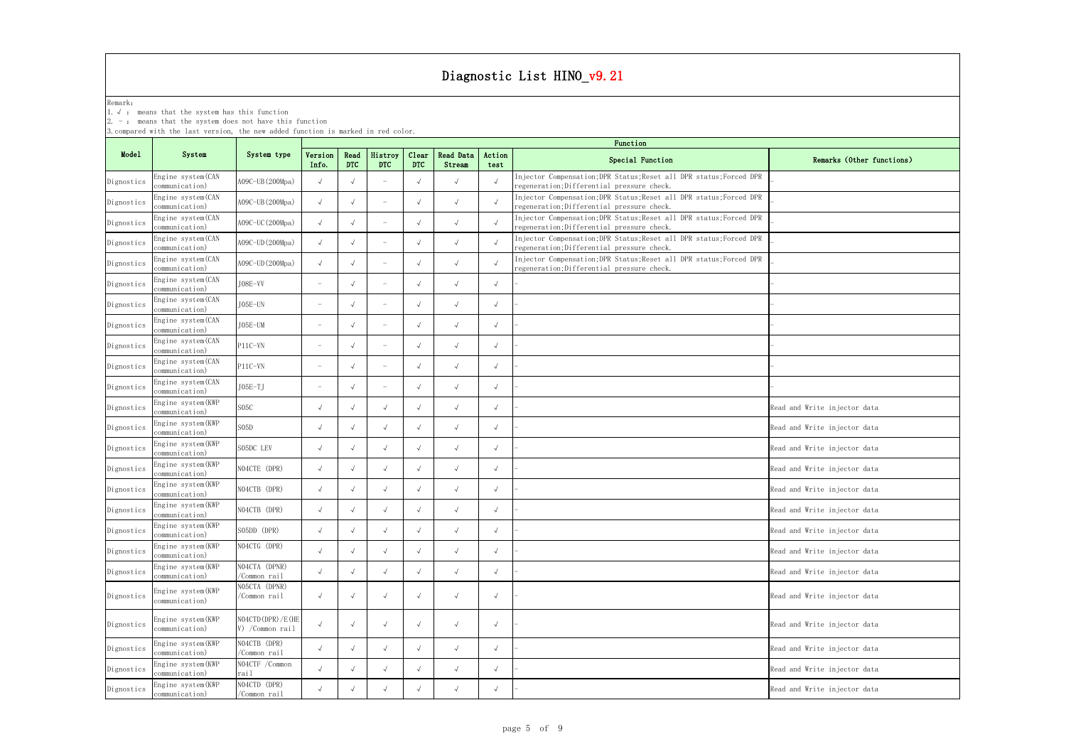# Diagnostic List HINO_v9.21

Remark:

1. √ : means that the system has this function
2. \- : means that the system does not have this function
3. compared with the last version, the new added function is marked in red color.

| Model | System | System type | Function | | | | | | | |
|---|---|---|---|---|---|---|---|---|---|---|
| | | | Version Info. | Read DTC | Histroy DTC | Clear DTC | Read Data Stream | Action test | Special Function | Remarks (Other functions) |
| Dignostics | Engine system(CAN communication) | A09C-UB(200Mpa) | √ | √ | - | √ | √ | √ | Injector Compensation;DPR Status;Reset all DPR status;Forced DPR regeneration;Differential pressure check. | - |
| Dignostics | Engine system(CAN communication) | A09C-UB(200Mpa) | √ | √ | - | √ | √ | √ | Injector Compensation;DPR Status;Reset all DPR status;Forced DPR regeneration;Differential pressure check. | - |
| Dignostics | Engine system(CAN communication) | A09C-UC(200Mpa) | √ | √ | - | √ | √ | √ | Injector Compensation;DPR Status;Reset all DPR status;Forced DPR regeneration;Differential pressure check. | - |
| Dignostics | Engine system(CAN communication) | A09C-UD(200Mpa) | √ | √ | - | √ | √ | √ | Injector Compensation;DPR Status;Reset all DPR status;Forced DPR regeneration;Differential pressure check. | - |
| Dignostics | Engine system(CAN communication) | A09C-UD(200Mpa) | √ | √ | - | √ | √ | √ | Injector Compensation;DPR Status;Reset all DPR status;Forced DPR regeneration;Differential pressure check. | - |
| Dignostics | Engine system(CAN communication) | J08E-VV | - | √ | - | √ | √ | √ | - | - |
| Dignostics | Engine system(CAN communication) | J05E-UN | - | √ | - | √ | √ | √ | - | - |
| Dignostics | Engine system(CAN communication) | J05E-UM | - | √ | - | √ | √ | √ | - | - |
| Dignostics | Engine system(CAN communication) | P11C-VN | - | √ | - | √ | √ | √ | - | - |
| Dignostics | Engine system(CAN communication) | P11C-VN | - | √ | - | √ | √ | √ | - | - |
| Dignostics | Engine system(CAN communication) | J05E-TJ | - | √ | - | √ | √ | √ | - | - |
| Dignostics | Engine system(KWP communication) | S05C | √ | √ | √ | √ | √ | √ | - | Read and Write injector data |
| Dignostics | Engine system(KWP communication) | S05D | √ | √ | √ | √ | √ | √ | - | Read and Write injector data |
| Dignostics | Engine system(KWP communication) | S05DC LEV | √ | √ | √ | √ | √ | √ | - | Read and Write injector data |
| Dignostics | Engine system(KWP communication) | N04CTE (DPR) | √ | √ | √ | √ | √ | √ | - | Read and Write injector data |
| Dignostics | Engine system(KWP communication) | N04CTB (DPR) | √ | √ | √ | √ | √ | √ | - | Read and Write injector data |
| Dignostics | Engine system(KWP communication) | N04CTB (DPR) | √ | √ | √ | √ | √ | √ | - | Read and Write injector data |
| Dignostics | Engine system(KWP communication) | S05DD (DPR) | √ | √ | √ | √ | √ | √ | - | Read and Write injector data |
| Dignostics | Engine system(KWP communication) | N04CTG (DPR) | √ | √ | √ | √ | √ | √ | - | Read and Write injector data |
| Dignostics | Engine system(KWP communication) | N04CTA (DPNR) /Common rail | √ | √ | √ | √ | √ | √ | - | Read and Write injector data |
| Dignostics | Engine system(KWP communication) | N05CTA (DPNR) /Common rail | √ | √ | √ | √ | √ | √ | - | Read and Write injector data |
| Dignostics | Engine system(KWP communication) | N04CTD(DPR)/E(HEV) /Common rail | √ | √ | √ | √ | √ | √ | - | Read and Write injector data |
| Dignostics | Engine system(KWP communication) | N04CTB (DPR) /Common rail | √ | √ | √ | √ | √ | √ | - | Read and Write injector data |
| Dignostics | Engine system(KWP communication) | N04CTF /Common rail | √ | √ | √ | √ | √ | √ | - | Read and Write injector data |
| Dignostics | Engine system(KWP communication) | N04CTD (DPR) /Common rail | √ | √ | √ | √ | √ | √ | - | Read and Write injector data |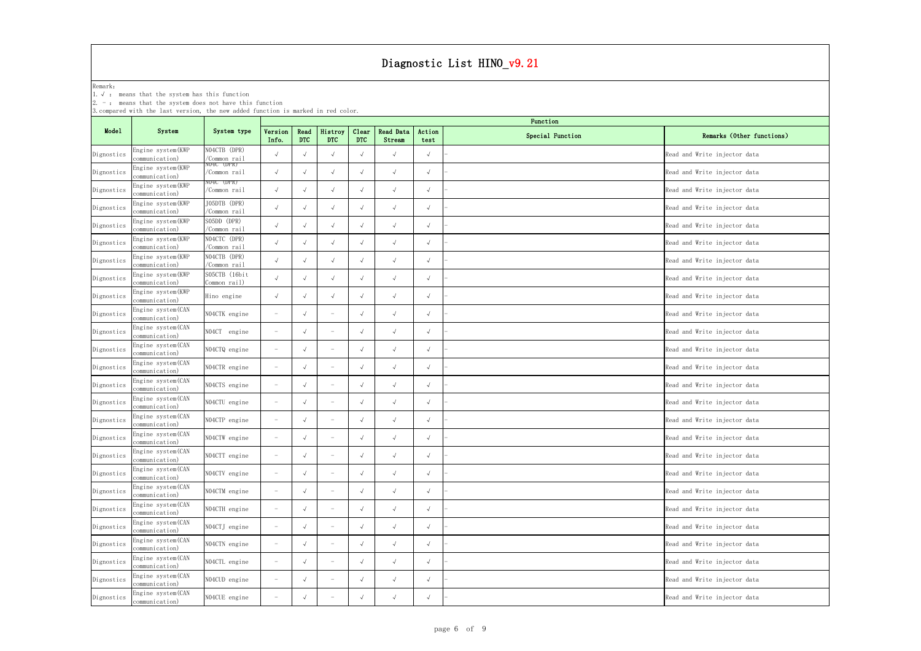# Diagnostic List HINO_v9.21

Remark:

1. √ : means that the system has this function
2. － : means that the system does not have this function
3. compared with the last version, the new added function is marked in red color.

| Model | System | System type | Function | | | | | | | |
|---|---|---|---|---|---|---|---|---|---|---|
| | | | Version Info. | Read DTC | Histroy DTC | Clear DTC | Read Data Stream | Action test | Special Function | Remarks (Other functions) |
| Dignostics | Engine system(KWP communication) | N04CTB (DPR) /Common rail | √ | √ | √ | √ | √ | √ | － | Read and Write injector data |
| Dignostics | Engine system(KWP communication) | N04C (DPR) /Common rail | √ | √ | √ | √ | √ | √ | － | Read and Write injector data |
| Dignostics | Engine system(KWP communication) | N04C (DPR) /Common rail | √ | √ | √ | √ | √ | √ | － | Read and Write injector data |
| Dignostics | Engine system(KWP communication) | J05DTB (DPR) /Common rail | √ | √ | √ | √ | √ | √ | － | Read and Write injector data |
| Dignostics | Engine system(KWP communication) | S05DD (DPR) /Common rail | √ | √ | √ | √ | √ | √ | － | Read and Write injector data |
| Dignostics | Engine system(KWP communication) | N04CTC (DPR) /Common rail | √ | √ | √ | √ | √ | √ | － | Read and Write injector data |
| Dignostics | Engine system(KWP communication) | N04CTB (DPR) /Common rail | √ | √ | √ | √ | √ | √ | － | Read and Write injector data |
| Dignostics | Engine system(KWP communication) | S05CTB (16bit Common rail) | √ | √ | √ | √ | √ | √ | － | Read and Write injector data |
| Dignostics | Engine system(KWP communication) | Hino engine | √ | √ | √ | √ | √ | √ | － | Read and Write injector data |
| Dignostics | Engine system(CAN communication) | N04CTK engine | － | √ | － | √ | √ | √ | － | Read and Write injector data |
| Dignostics | Engine system(CAN communication) | N04CT engine | － | √ | － | √ | √ | √ | － | Read and Write injector data |
| Dignostics | Engine system(CAN communication) | N04CTQ engine | － | √ | － | √ | √ | √ | － | Read and Write injector data |
| Dignostics | Engine system(CAN communication) | N04CTR engine | － | √ | － | √ | √ | √ | － | Read and Write injector data |
| Dignostics | Engine system(CAN communication) | N04CTS engine | － | √ | － | √ | √ | √ | － | Read and Write injector data |
| Dignostics | Engine system(CAN communication) | N04CTU engine | － | √ | － | √ | √ | √ | － | Read and Write injector data |
| Dignostics | Engine system(CAN communication) | N04CTP engine | － | √ | － | √ | √ | √ | － | Read and Write injector data |
| Dignostics | Engine system(CAN communication) | N04CTW engine | － | √ | － | √ | √ | √ | － | Read and Write injector data |
| Dignostics | Engine system(CAN communication) | N04CTT engine | － | √ | － | √ | √ | √ | － | Read and Write injector data |
| Dignostics | Engine system(CAN communication) | N04CTV engine | － | √ | － | √ | √ | √ | － | Read and Write injector data |
| Dignostics | Engine system(CAN communication) | N04CTM engine | － | √ | － | √ | √ | √ | － | Read and Write injector data |
| Dignostics | Engine system(CAN communication) | N04CTH engine | － | √ | － | √ | √ | √ | － | Read and Write injector data |
| Dignostics | Engine system(CAN communication) | N04CTJ engine | － | √ | － | √ | √ | √ | － | Read and Write injector data |
| Dignostics | Engine system(CAN communication) | N04CTN engine | － | √ | － | √ | √ | √ | － | Read and Write injector data |
| Dignostics | Engine system(CAN communication) | N04CTL engine | － | √ | － | √ | √ | √ | － | Read and Write injector data |
| Dignostics | Engine system(CAN communication) | N04CUD engine | － | √ | － | √ | √ | √ | － | Read and Write injector data |
| Dignostics | Engine system(CAN communication) | N04CUE engine | － | √ | － | √ | √ | √ | － | Read and Write injector data |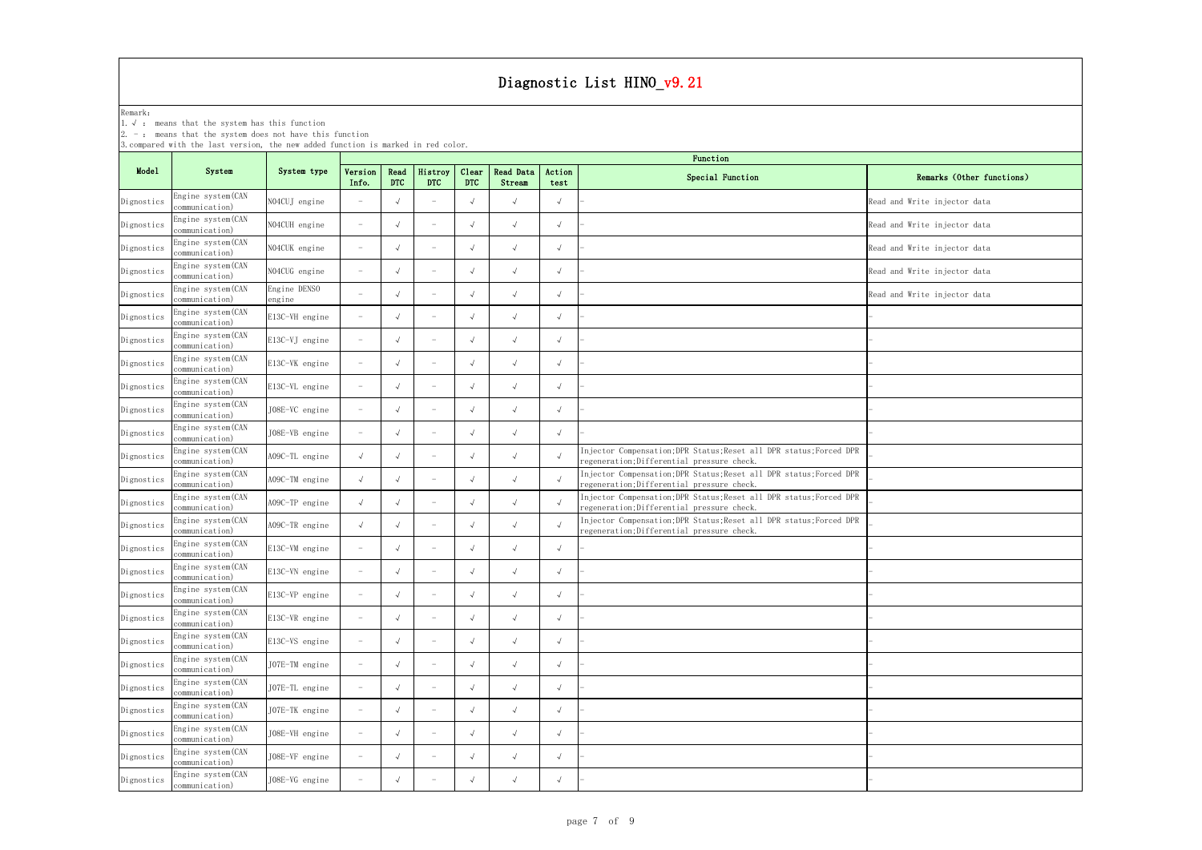# Diagnostic List HINO_v9.21

Remark:

1. √ : means that the system has this function
2. － : means that the system does not have this function
3. compared with the last version, the new added function is marked in red color.

| Model | System | System type | Function | | | | | | | |
|---|---|---|---|---|---|---|---|---|---|---|
| | | | Version Info. | Read DTC | Histroy DTC | Clear DTC | Read Data Stream | Action test | Special Function | Remarks (Other functions) |
| Dignostics | Engine system(CAN communication) | N04CUJ engine | － | √ | － | √ | √ | √ | － | Read and Write injector data |
| Dignostics | Engine system(CAN communication) | N04CUH engine | － | √ | － | √ | √ | √ | － | Read and Write injector data |
| Dignostics | Engine system(CAN communication) | N04CUK engine | － | √ | － | √ | √ | √ | － | Read and Write injector data |
| Dignostics | Engine system(CAN communication) | N04CUG engine | － | √ | － | √ | √ | √ | － | Read and Write injector data |
| Dignostics | Engine system(CAN communication) | Engine DENSO engine | － | √ | － | √ | √ | √ | － | Read and Write injector data |
| Dignostics | Engine system(CAN communication) | E13C-VH engine | － | √ | － | √ | √ | √ | － | － |
| Dignostics | Engine system(CAN communication) | E13C-VJ engine | － | √ | － | √ | √ | √ | － | － |
| Dignostics | Engine system(CAN communication) | E13C-VK engine | － | √ | － | √ | √ | √ | － | － |
| Dignostics | Engine system(CAN communication) | E13C-VL engine | － | √ | － | √ | √ | √ | － | － |
| Dignostics | Engine system(CAN communication) | J08E-VC engine | － | √ | － | √ | √ | √ | － | － |
| Dignostics | Engine system(CAN communication) | J08E-VB engine | － | √ | － | √ | √ | √ | － | － |
| Dignostics | Engine system(CAN communication) | A09C-TL engine | √ | √ | － | √ | √ | √ | Injector Compensation;DPR Status;Reset all DPR status;Forced DPR regeneration;Differential pressure check. | － |
| Dignostics | Engine system(CAN communication) | A09C-TM engine | √ | √ | － | √ | √ | √ | Injector Compensation;DPR Status;Reset all DPR status;Forced DPR regeneration;Differential pressure check. | － |
| Dignostics | Engine system(CAN communication) | A09C-TP engine | √ | √ | － | √ | √ | √ | Injector Compensation;DPR Status;Reset all DPR status;Forced DPR regeneration;Differential pressure check. | － |
| Dignostics | Engine system(CAN communication) | A09C-TR engine | √ | √ | － | √ | √ | √ | Injector Compensation;DPR Status;Reset all DPR status;Forced DPR regeneration;Differential pressure check. | － |
| Dignostics | Engine system(CAN communication) | E13C-VM engine | － | √ | － | √ | √ | √ | － | － |
| Dignostics | Engine system(CAN communication) | E13C-VN engine | － | √ | － | √ | √ | √ | － | － |
| Dignostics | Engine system(CAN communication) | E13C-VP engine | － | √ | － | √ | √ | √ | － | － |
| Dignostics | Engine system(CAN communication) | E13C-VR engine | － | √ | － | √ | √ | √ | － | － |
| Dignostics | Engine system(CAN communication) | E13C-VS engine | － | √ | － | √ | √ | √ | － | － |
| Dignostics | Engine system(CAN communication) | J07E-TM engine | － | √ | － | √ | √ | √ | － | － |
| Dignostics | Engine system(CAN communication) | J07E-TL engine | － | √ | － | √ | √ | √ | － | － |
| Dignostics | Engine system(CAN communication) | J07E-TK engine | － | √ | － | √ | √ | √ | － | － |
| Dignostics | Engine system(CAN communication) | J08E-VH engine | － | √ | － | √ | √ | √ | － | － |
| Dignostics | Engine system(CAN communication) | J08E-VF engine | － | √ | － | √ | √ | √ | － | － |
| Dignostics | Engine system(CAN communication) | J08E-VG engine | － | √ | － | √ | √ | √ | － | － |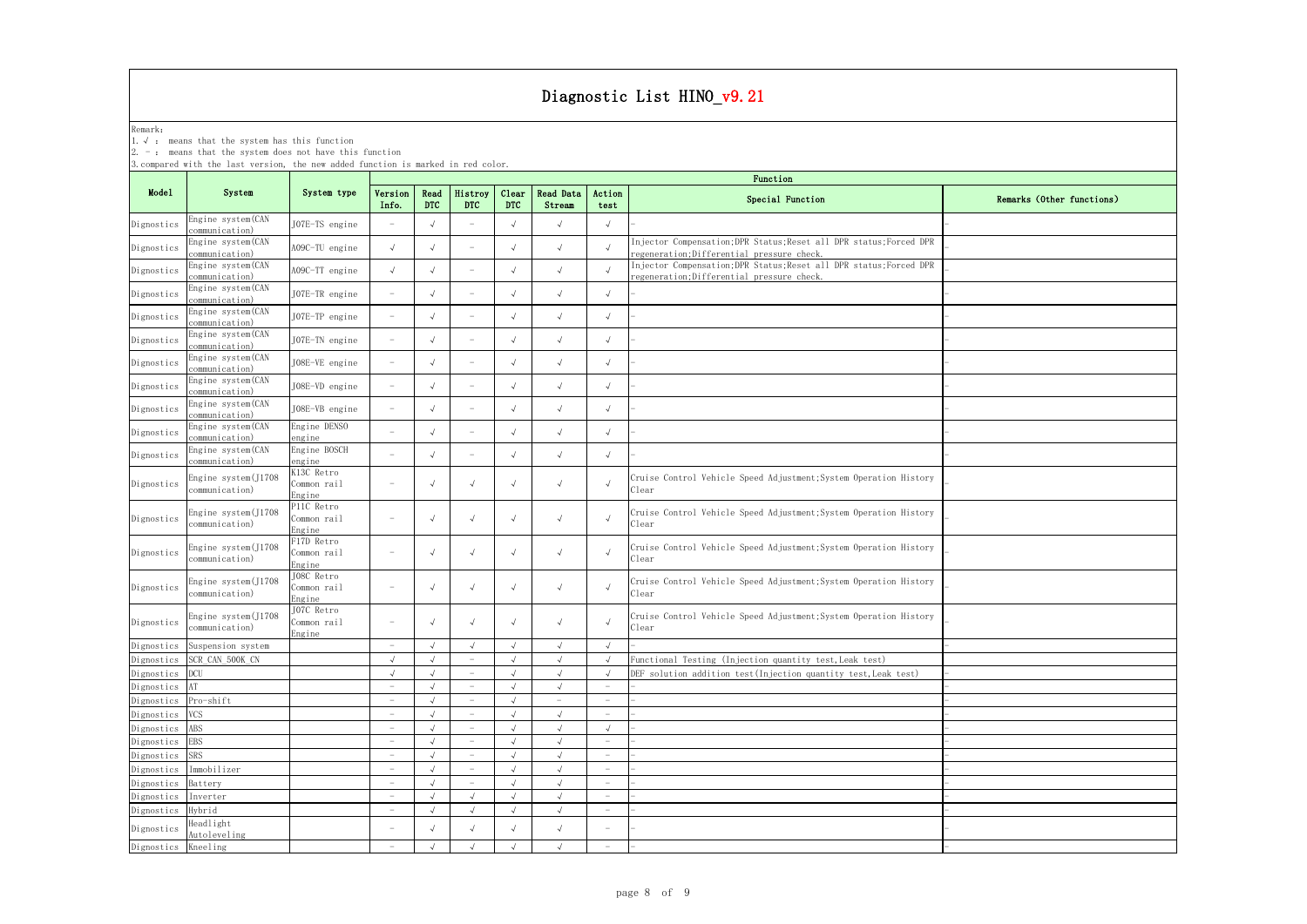# Diagnostic List HINO_v9.21

Remark:
1. √ : means that the system has this function
2. - : means that the system does not have this function
3. compared with the last version, the new added function is marked in red color.

| Model | System | System type | Function | | | | | | | |
|---|---|---|---|---|---|---|---|---|---|---|
| | | | Version Info. | Read DTC | Histroy DTC | Clear DTC | Read Data Stream | Action test | Special Function | Remarks (Other functions) |
| Dignostics | Engine system(CAN communication) | J07E-TS engine | - | √ | - | √ | √ | √ | - | - |
| Dignostics | Engine system(CAN communication) | A09C-TU engine | √ | √ | - | √ | √ | √ | Injector Compensation;DPR Status;Reset all DPR status;Forced DPR regeneration;Differential pressure check. | - |
| Dignostics | Engine system(CAN communication) | A09C-TT engine | √ | √ | - | √ | √ | √ | Injector Compensation;DPR Status;Reset all DPR status;Forced DPR regeneration;Differential pressure check. | - |
| Dignostics | Engine system(CAN communication) | J07E-TR engine | - | √ | - | √ | √ | √ | - | - |
| Dignostics | Engine system(CAN communication) | J07E-TP engine | - | √ | - | √ | √ | √ | - | - |
| Dignostics | Engine system(CAN communication) | J07E-TN engine | - | √ | - | √ | √ | √ | - | - |
| Dignostics | Engine system(CAN communication) | J08E-VE engine | - | √ | - | √ | √ | √ | - | - |
| Dignostics | Engine system(CAN communication) | J08E-VD engine | - | √ | - | √ | √ | √ | - | - |
| Dignostics | Engine system(CAN communication) | J08E-VB engine | - | √ | - | √ | √ | √ | - | - |
| Dignostics | Engine system(CAN communication) | Engine DENSO engine | - | √ | - | √ | √ | √ | - | - |
| Dignostics | Engine system(CAN communication) | Engine BOSCH engine | - | √ | - | √ | √ | √ | - | - |
| Dignostics | Engine system(J1708 communication) | K13C Retro Common rail Engine | - | √ | √ | √ | √ | √ | Cruise Control Vehicle Speed Adjustment;System Operation History Clear | - |
| Dignostics | Engine system(J1708 communication) | P11C Retro Common rail Engine | - | √ | √ | √ | √ | √ | Cruise Control Vehicle Speed Adjustment;System Operation History Clear | - |
| Dignostics | Engine system(J1708 communication) | F17D Retro Common rail Engine | - | √ | √ | √ | √ | √ | Cruise Control Vehicle Speed Adjustment;System Operation History Clear | - |
| Dignostics | Engine system(J1708 communication) | J08C Retro Common rail Engine | - | √ | √ | √ | √ | √ | Cruise Control Vehicle Speed Adjustment;System Operation History Clear | - |
| Dignostics | Engine system(J1708 communication) | J07C Retro Common rail Engine | - | √ | √ | √ | √ | √ | Cruise Control Vehicle Speed Adjustment;System Operation History Clear | - |
| Dignostics | Suspension system | | - | √ | √ | √ | √ | √ | - | |
| Dignostics | SCR_CAN_500K_CN | | √ | √ | - | √ | √ | √ | Functional Testing (Injection quantity test,Leak test) | |
| Dignostics | DCU | | √ | √ | - | √ | √ | √ | DEF solution addition test(Injection quantity test,Leak test) | - |
| Dignostics | AT | | - | √ | - | √ | √ | - | - | - |
| Dignostics | Pro-shift | | - | √ | - | √ | - | - | - | - |
| Dignostics | VCS | | - | √ | - | √ | √ | - | - | - |
| Dignostics | ABS | | - | √ | - | √ | √ | √ | - | - |
| Dignostics | EBS | | - | √ | - | √ | √ | - | - | - |
| Dignostics | SRS | | - | √ | - | √ | √ | - | - | - |
| Dignostics | Immobilizer | | - | √ | - | √ | √ | - | - | - |
| Dignostics | Battery | | - | √ | - | √ | √ | - | - | - |
| Dignostics | Inverter | | - | √ | √ | √ | √ | - | - | - |
| Dignostics | Hybrid | | - | √ | √ | √ | √ | - | - | - |
| Dignostics | Headlight Autoleveling | | - | √ | √ | √ | √ | - | - | - |
| Dignostics | Kneeling | | - | √ | √ | √ | √ | - | - | - |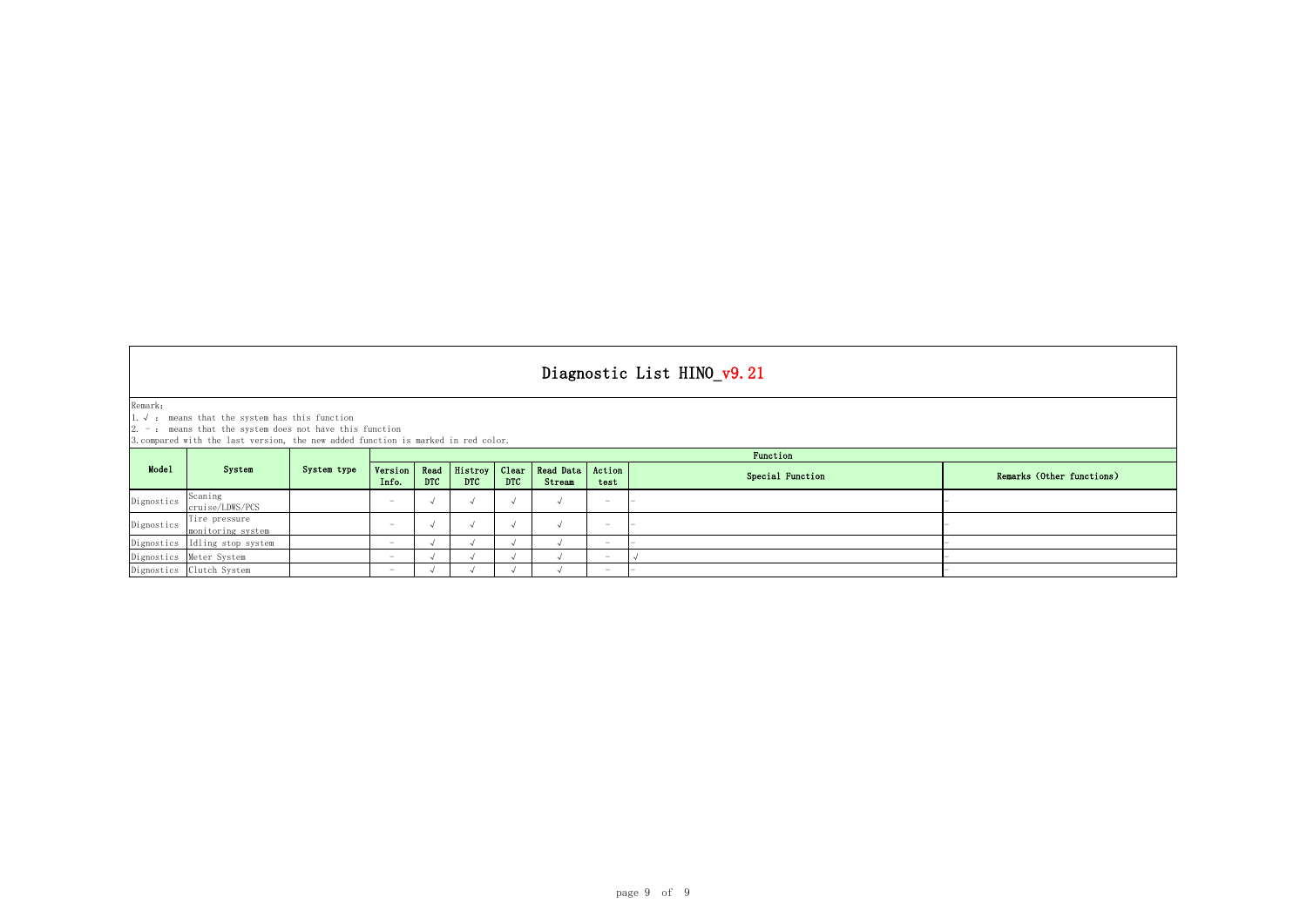# Diagnostic List HINO_v9.21

Remark:
1. √ : means that the system has this function
2. － : means that the system does not have this function
3. compared with the last version, the new added function is marked in red color.

| Model | System | System type | Function | | | | | | | |
|---|---|---|---|---|---|---|---|---|---|---|
| | | | Version Info. | Read DTC | Histroy DTC | Clear DTC | Read Data Stream | Action test | Special Function | Remarks (Other functions) |
| Dignostics | Scaning cruise/LDWS/PCS | | － | √ | √ | √ | √ | － | － | － |
| Dignostics | Tire pressure monitoring system | | － | √ | √ | √ | √ | － | － | － |
| Dignostics | Idling stop system | | － | √ | √ | √ | √ | － | － | － |
| Dignostics | Meter System | | － | √ | √ | √ | √ | － | √ | － |
| Dignostics | Clutch System | | － | √ | √ | √ | √ | － | － | － |